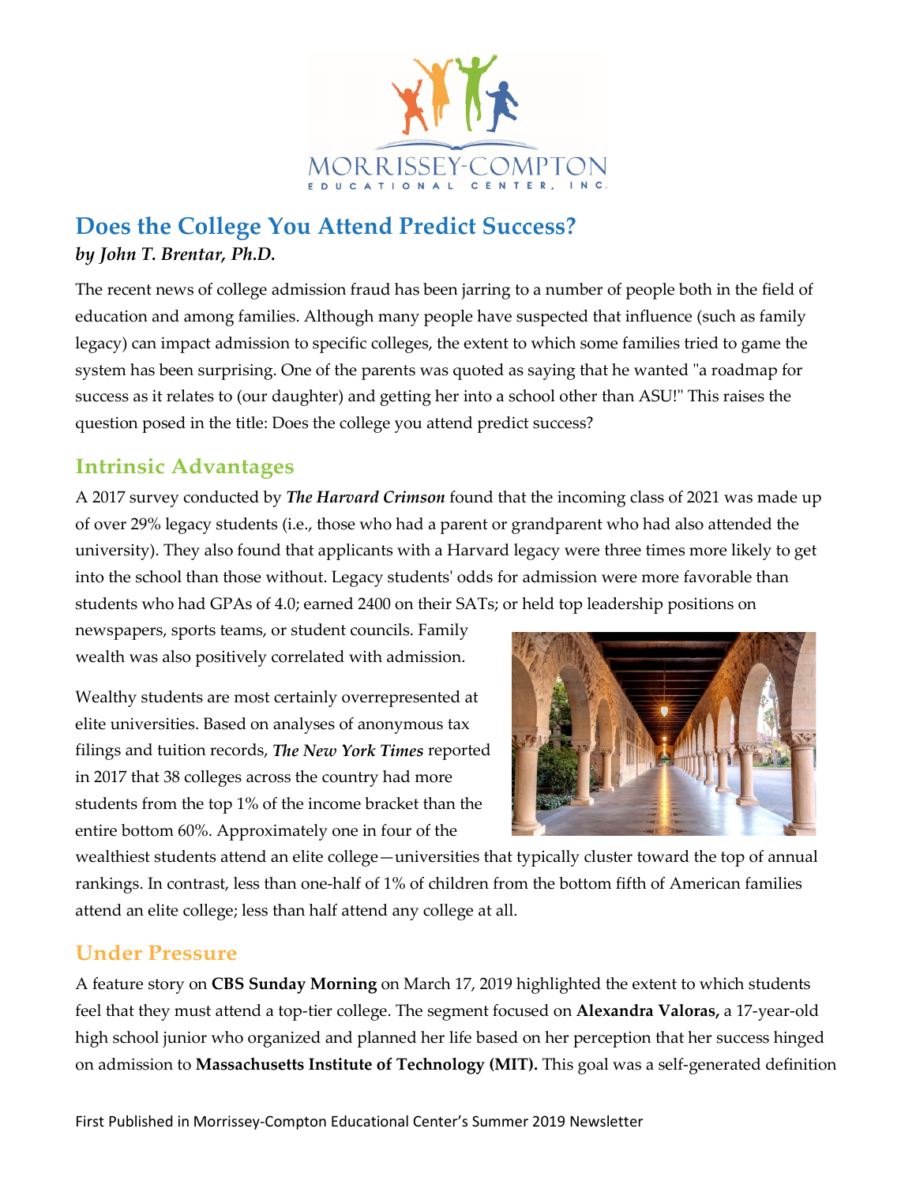MORRISSEY-COMPTON EDUCATIONAL CENTER, INC.

# Does the College You Attend Predict Success?

***by John T. Brentar, Ph.D.***

The recent news of college admission fraud has been jarring to a number of people both in the field of education and among families. Although many people have suspected that influence (such as family legacy) can impact admission to specific colleges, the extent to which some families tried to game the system has been surprising. One of the parents was quoted as saying that he wanted "a roadmap for success as it relates to (our daughter) and getting her into a school other than ASU!" This raises the question posed in the title: Does the college you attend predict success?

## Intrinsic Advantages

A 2017 survey conducted by ***The Harvard Crimson*** found that the incoming class of 2021 was made up of over 29% legacy students (i.e., those who had a parent or grandparent who had also attended the university). They also found that applicants with a Harvard legacy were three times more likely to get into the school than those without. Legacy students' odds for admission were more favorable than students who had GPAs of 4.0; earned 2400 on their SATs; or held top leadership positions on newspapers, sports teams, or student councils. Family wealth was also positively correlated with admission.

Wealthy students are most certainly overrepresented at elite universities. Based on analyses of anonymous tax filings and tuition records, ***The New York Times*** reported in 2017 that 38 colleges across the country had more students from the top 1% of the income bracket than the entire bottom 60%. Approximately one in four of the wealthiest students attend an elite college—universities that typically cluster toward the top of annual rankings. In contrast, less than one-half of 1% of children from the bottom fifth of American families attend an elite college; less than half attend any college at all.

## Under Pressure

A feature story on **CBS Sunday Morning** on March 17, 2019 highlighted the extent to which students feel that they must attend a top-tier college. The segment focused on **Alexandra Valoras,** a 17-year-old high school junior who organized and planned her life based on her perception that her success hinged on admission to **Massachusetts Institute of Technology (MIT).** This goal was a self-generated definition

First Published in Morrissey-Compton Educational Center's Summer 2019 Newsletter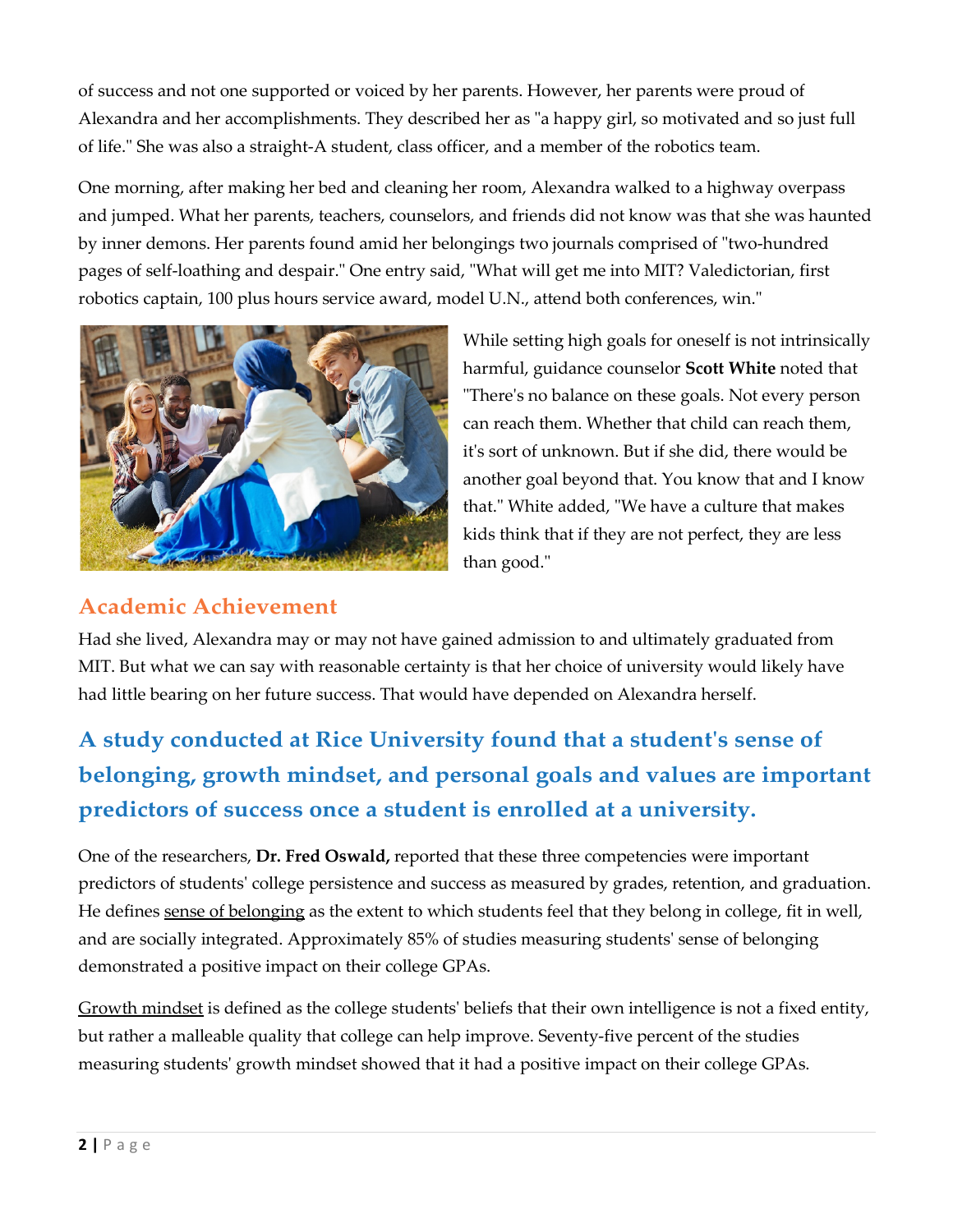of success and not one supported or voiced by her parents. However, her parents were proud of Alexandra and her accomplishments. They described her as "a happy girl, so motivated and so just full of life." She was also a straight-A student, class officer, and a member of the robotics team.

One morning, after making her bed and cleaning her room, Alexandra walked to a highway overpass and jumped. What her parents, teachers, counselors, and friends did not know was that she was haunted by inner demons. Her parents found amid her belongings two journals comprised of "two-hundred pages of self-loathing and despair." One entry said, "What will get me into MIT? Valedictorian, first robotics captain, 100 plus hours service award, model U.N., attend both conferences, win."

While setting high goals for oneself is not intrinsically harmful, guidance counselor **Scott White** noted that "There's no balance on these goals. Not every person can reach them. Whether that child can reach them, it's sort of unknown. But if she did, there would be another goal beyond that. You know that and I know that." White added, "We have a culture that makes kids think that if they are not perfect, they are less than good."

## Academic Achievement

Had she lived, Alexandra may or may not have gained admission to and ultimately graduated from MIT. But what we can say with reasonable certainty is that her choice of university would likely have had little bearing on her future success. That would have depended on Alexandra herself.

### A study conducted at Rice University found that a student's sense of belonging, growth mindset, and personal goals and values are important predictors of success once a student is enrolled at a university.

One of the researchers, **Dr. Fred Oswald,** reported that these three competencies were important predictors of students' college persistence and success as measured by grades, retention, and graduation. He defines sense of belonging as the extent to which students feel that they belong in college, fit in well, and are socially integrated. Approximately 85% of studies measuring students' sense of belonging demonstrated a positive impact on their college GPAs.

Growth mindset is defined as the college students' beliefs that their own intelligence is not a fixed entity, but rather a malleable quality that college can help improve. Seventy-five percent of the studies measuring students' growth mindset showed that it had a positive impact on their college GPAs.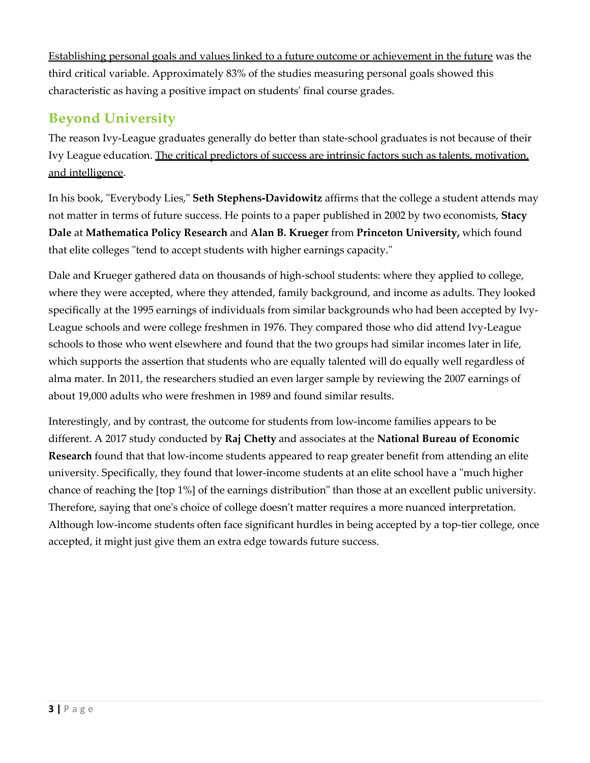<u>Establishing personal goals and values linked to a future outcome or achievement in the future</u> was the third critical variable. Approximately 83% of the studies measuring personal goals showed this characteristic as having a positive impact on students' final course grades.

## Beyond University

The reason Ivy-League graduates generally do better than state-school graduates is not because of their Ivy League education. <u>The critical predictors of success are intrinsic factors such as talents, motivation, and intelligence</u>.

In his book, "Everybody Lies," **Seth Stephens-Davidowitz** affirms that the college a student attends may not matter in terms of future success. He points to a paper published in 2002 by two economists, **Stacy Dale** at **Mathematica Policy Research** and **Alan B. Krueger** from **Princeton University,** which found that elite colleges "tend to accept students with higher earnings capacity."

Dale and Krueger gathered data on thousands of high-school students: where they applied to college, where they were accepted, where they attended, family background, and income as adults. They looked specifically at the 1995 earnings of individuals from similar backgrounds who had been accepted by Ivy-League schools and were college freshmen in 1976. They compared those who did attend Ivy-League schools to those who went elsewhere and found that the two groups had similar incomes later in life, which supports the assertion that students who are equally talented will do equally well regardless of alma mater. In 2011, the researchers studied an even larger sample by reviewing the 2007 earnings of about 19,000 adults who were freshmen in 1989 and found similar results.

Interestingly, and by contrast, the outcome for students from low-income families appears to be different. A 2017 study conducted by **Raj Chetty** and associates at the **National Bureau of Economic Research** found that that low-income students appeared to reap greater benefit from attending an elite university. Specifically, they found that lower-income students at an elite school have a "much higher chance of reaching the [top 1%] of the earnings distribution" than those at an excellent public university. Therefore, saying that one's choice of college doesn't matter requires a more nuanced interpretation. Although low-income students often face significant hurdles in being accepted by a top-tier college, once accepted, it might just give them an extra edge towards future success.